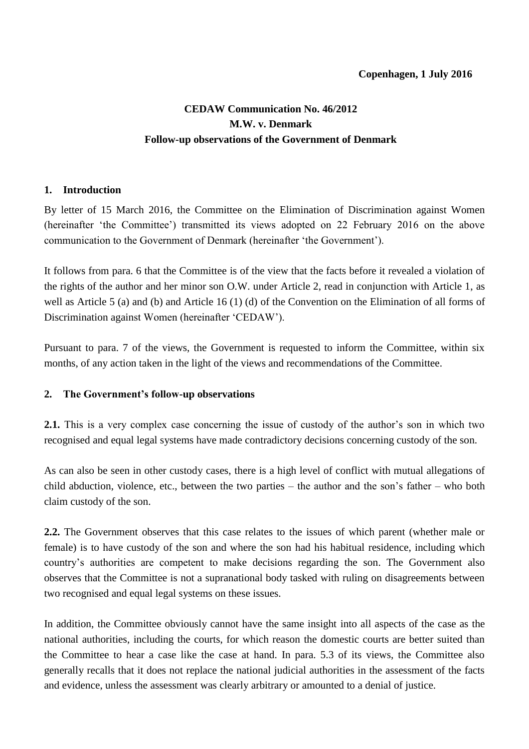**Copenhagen, 1 July 2016**

# CEDAW Communication No. 46/2012
# M.W. v. Denmark
# Follow-up observations of the Government of Denmark

## 1. Introduction

By letter of 15 March 2016, the Committee on the Elimination of Discrimination against Women (hereinafter 'the Committee') transmitted its views adopted on 22 February 2016 on the above communication to the Government of Denmark (hereinafter 'the Government').

It follows from para. 6 that the Committee is of the view that the facts before it revealed a violation of the rights of the author and her minor son O.W. under Article 2, read in conjunction with Article 1, as well as Article 5 (a) and (b) and Article 16 (1) (d) of the Convention on the Elimination of all forms of Discrimination against Women (hereinafter 'CEDAW').

Pursuant to para. 7 of the views, the Government is requested to inform the Committee, within six months, of any action taken in the light of the views and recommendations of the Committee.

## 2. The Government's follow-up observations

**2.1.** This is a very complex case concerning the issue of custody of the author's son in which two recognised and equal legal systems have made contradictory decisions concerning custody of the son.

As can also be seen in other custody cases, there is a high level of conflict with mutual allegations of child abduction, violence, etc., between the two parties – the author and the son's father – who both claim custody of the son.

**2.2.** The Government observes that this case relates to the issues of which parent (whether male or female) is to have custody of the son and where the son had his habitual residence, including which country's authorities are competent to make decisions regarding the son. The Government also observes that the Committee is not a supranational body tasked with ruling on disagreements between two recognised and equal legal systems on these issues.

In addition, the Committee obviously cannot have the same insight into all aspects of the case as the national authorities, including the courts, for which reason the domestic courts are better suited than the Committee to hear a case like the case at hand. In para. 5.3 of its views, the Committee also generally recalls that it does not replace the national judicial authorities in the assessment of the facts and evidence, unless the assessment was clearly arbitrary or amounted to a denial of justice.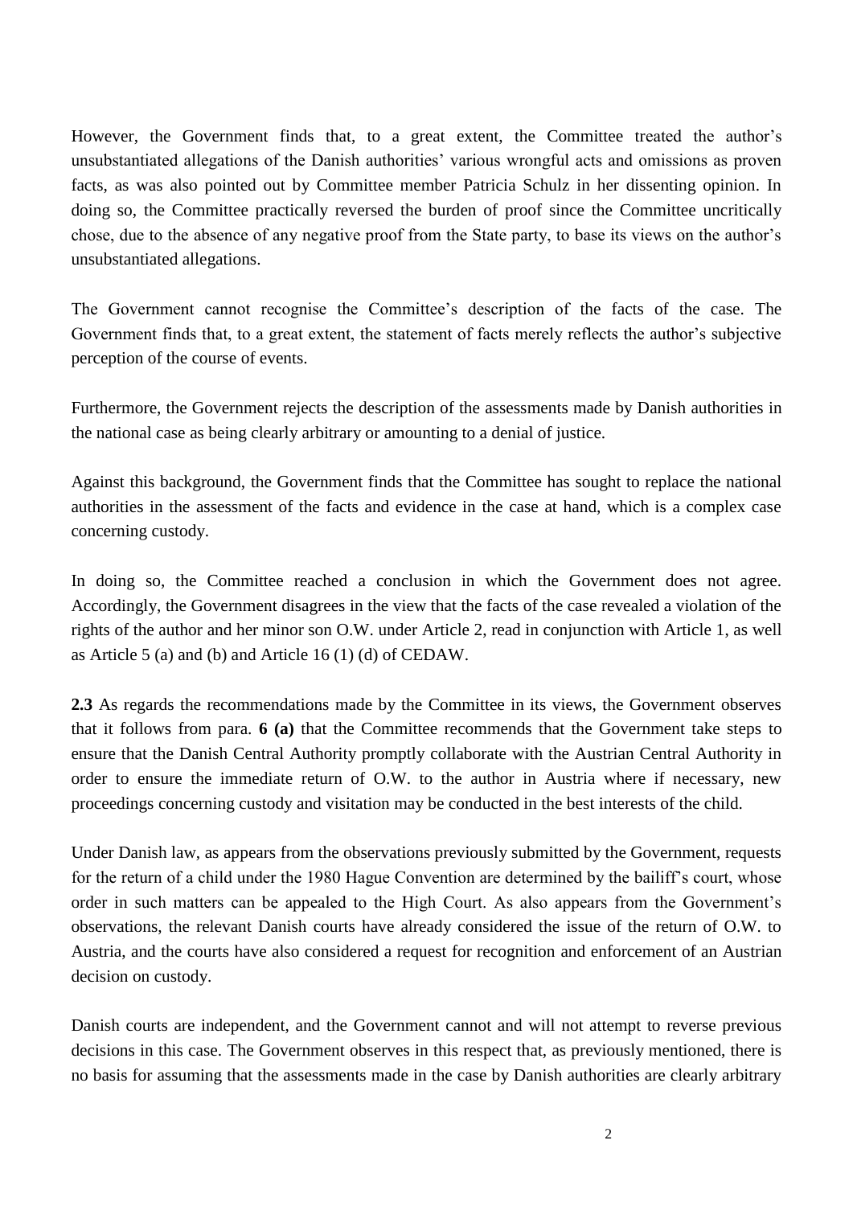However, the Government finds that, to a great extent, the Committee treated the author's unsubstantiated allegations of the Danish authorities' various wrongful acts and omissions as proven facts, as was also pointed out by Committee member Patricia Schulz in her dissenting opinion. In doing so, the Committee practically reversed the burden of proof since the Committee uncritically chose, due to the absence of any negative proof from the State party, to base its views on the author's unsubstantiated allegations.

The Government cannot recognise the Committee's description of the facts of the case. The Government finds that, to a great extent, the statement of facts merely reflects the author's subjective perception of the course of events.

Furthermore, the Government rejects the description of the assessments made by Danish authorities in the national case as being clearly arbitrary or amounting to a denial of justice.

Against this background, the Government finds that the Committee has sought to replace the national authorities in the assessment of the facts and evidence in the case at hand, which is a complex case concerning custody.

In doing so, the Committee reached a conclusion in which the Government does not agree. Accordingly, the Government disagrees in the view that the facts of the case revealed a violation of the rights of the author and her minor son O.W. under Article 2, read in conjunction with Article 1, as well as Article 5 (a) and (b) and Article 16 (1) (d) of CEDAW.

**2.3** As regards the recommendations made by the Committee in its views, the Government observes that it follows from para. **6 (a)** that the Committee recommends that the Government take steps to ensure that the Danish Central Authority promptly collaborate with the Austrian Central Authority in order to ensure the immediate return of O.W. to the author in Austria where if necessary, new proceedings concerning custody and visitation may be conducted in the best interests of the child.

Under Danish law, as appears from the observations previously submitted by the Government, requests for the return of a child under the 1980 Hague Convention are determined by the bailiff's court, whose order in such matters can be appealed to the High Court. As also appears from the Government's observations, the relevant Danish courts have already considered the issue of the return of O.W. to Austria, and the courts have also considered a request for recognition and enforcement of an Austrian decision on custody.

Danish courts are independent, and the Government cannot and will not attempt to reverse previous decisions in this case. The Government observes in this respect that, as previously mentioned, there is no basis for assuming that the assessments made in the case by Danish authorities are clearly arbitrary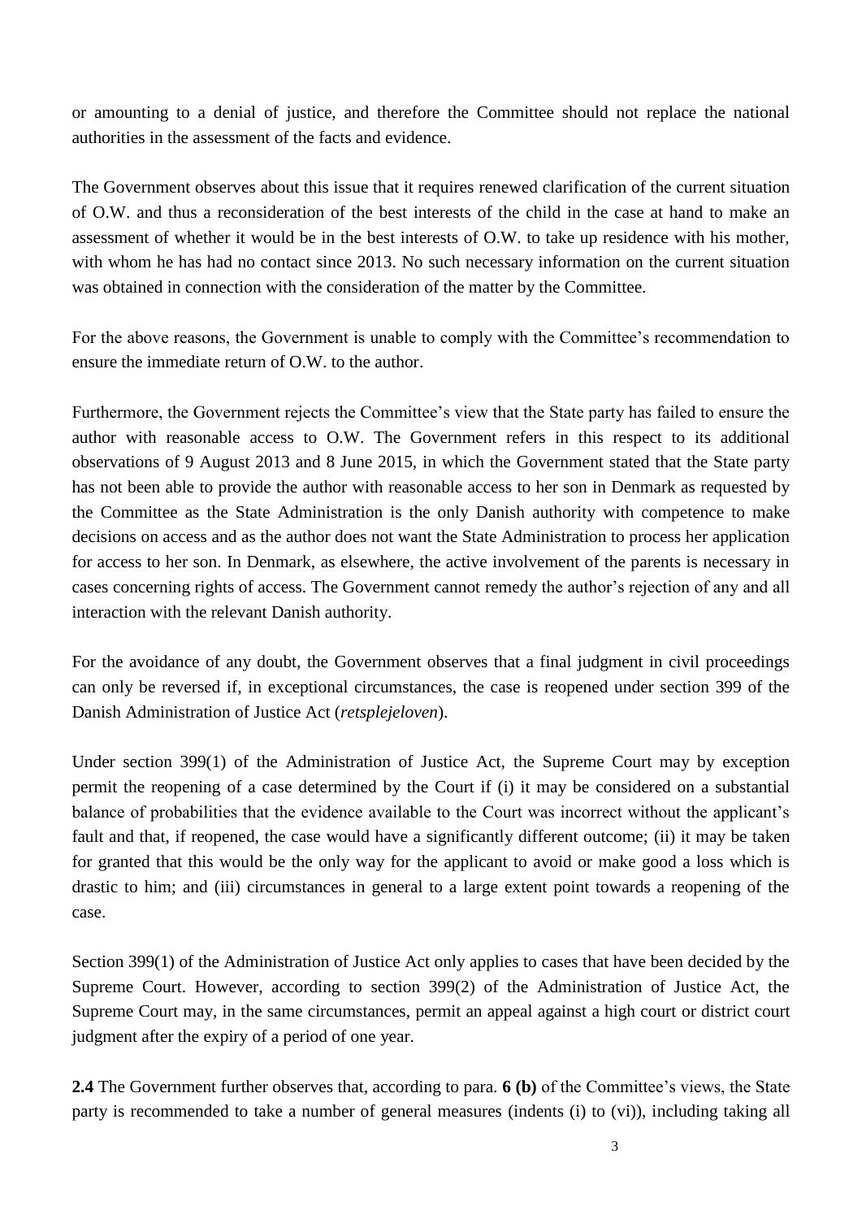or amounting to a denial of justice, and therefore the Committee should not replace the national authorities in the assessment of the facts and evidence.

The Government observes about this issue that it requires renewed clarification of the current situation of O.W. and thus a reconsideration of the best interests of the child in the case at hand to make an assessment of whether it would be in the best interests of O.W. to take up residence with his mother, with whom he has had no contact since 2013. No such necessary information on the current situation was obtained in connection with the consideration of the matter by the Committee.

For the above reasons, the Government is unable to comply with the Committee's recommendation to ensure the immediate return of O.W. to the author.

Furthermore, the Government rejects the Committee's view that the State party has failed to ensure the author with reasonable access to O.W. The Government refers in this respect to its additional observations of 9 August 2013 and 8 June 2015, in which the Government stated that the State party has not been able to provide the author with reasonable access to her son in Denmark as requested by the Committee as the State Administration is the only Danish authority with competence to make decisions on access and as the author does not want the State Administration to process her application for access to her son. In Denmark, as elsewhere, the active involvement of the parents is necessary in cases concerning rights of access. The Government cannot remedy the author's rejection of any and all interaction with the relevant Danish authority.

For the avoidance of any doubt, the Government observes that a final judgment in civil proceedings can only be reversed if, in exceptional circumstances, the case is reopened under section 399 of the Danish Administration of Justice Act (*retsplejeloven*).

Under section 399(1) of the Administration of Justice Act, the Supreme Court may by exception permit the reopening of a case determined by the Court if (i) it may be considered on a substantial balance of probabilities that the evidence available to the Court was incorrect without the applicant's fault and that, if reopened, the case would have a significantly different outcome; (ii) it may be taken for granted that this would be the only way for the applicant to avoid or make good a loss which is drastic to him; and (iii) circumstances in general to a large extent point towards a reopening of the case.

Section 399(1) of the Administration of Justice Act only applies to cases that have been decided by the Supreme Court. However, according to section 399(2) of the Administration of Justice Act, the Supreme Court may, in the same circumstances, permit an appeal against a high court or district court judgment after the expiry of a period of one year.

**2.4** The Government further observes that, according to para. **6 (b)** of the Committee's views, the State party is recommended to take a number of general measures (indents (i) to (vi)), including taking all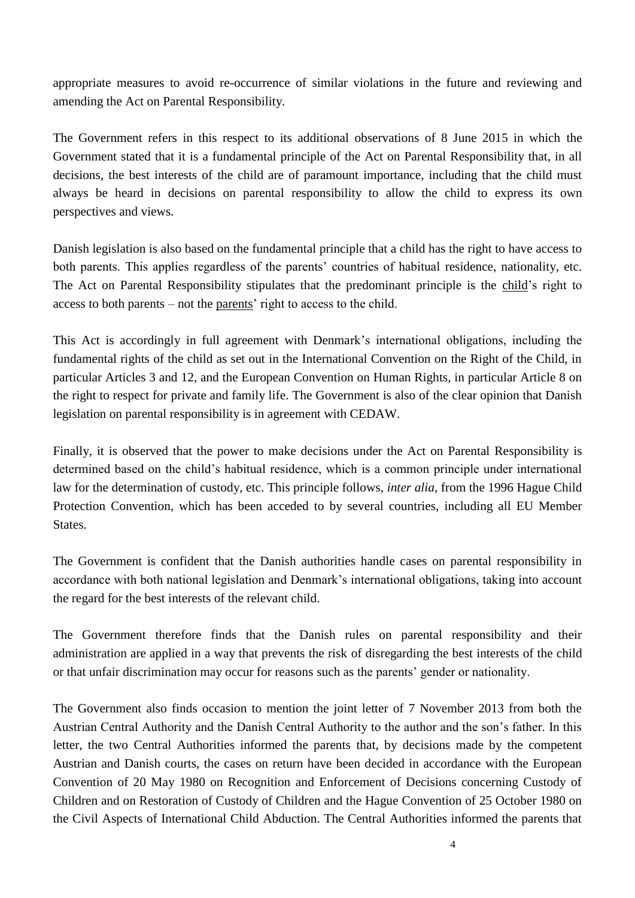appropriate measures to avoid re-occurrence of similar violations in the future and reviewing and amending the Act on Parental Responsibility.

The Government refers in this respect to its additional observations of 8 June 2015 in which the Government stated that it is a fundamental principle of the Act on Parental Responsibility that, in all decisions, the best interests of the child are of paramount importance, including that the child must always be heard in decisions on parental responsibility to allow the child to express its own perspectives and views.

Danish legislation is also based on the fundamental principle that a child has the right to have access to both parents. This applies regardless of the parents' countries of habitual residence, nationality, etc. The Act on Parental Responsibility stipulates that the predominant principle is the child's right to access to both parents – not the parents' right to access to the child.

This Act is accordingly in full agreement with Denmark's international obligations, including the fundamental rights of the child as set out in the International Convention on the Right of the Child, in particular Articles 3 and 12, and the European Convention on Human Rights, in particular Article 8 on the right to respect for private and family life. The Government is also of the clear opinion that Danish legislation on parental responsibility is in agreement with CEDAW.

Finally, it is observed that the power to make decisions under the Act on Parental Responsibility is determined based on the child's habitual residence, which is a common principle under international law for the determination of custody, etc. This principle follows, *inter alia*, from the 1996 Hague Child Protection Convention, which has been acceded to by several countries, including all EU Member States.

The Government is confident that the Danish authorities handle cases on parental responsibility in accordance with both national legislation and Denmark's international obligations, taking into account the regard for the best interests of the relevant child.

The Government therefore finds that the Danish rules on parental responsibility and their administration are applied in a way that prevents the risk of disregarding the best interests of the child or that unfair discrimination may occur for reasons such as the parents' gender or nationality.

The Government also finds occasion to mention the joint letter of 7 November 2013 from both the Austrian Central Authority and the Danish Central Authority to the author and the son's father. In this letter, the two Central Authorities informed the parents that, by decisions made by the competent Austrian and Danish courts, the cases on return have been decided in accordance with the European Convention of 20 May 1980 on Recognition and Enforcement of Decisions concerning Custody of Children and on Restoration of Custody of Children and the Hague Convention of 25 October 1980 on the Civil Aspects of International Child Abduction. The Central Authorities informed the parents that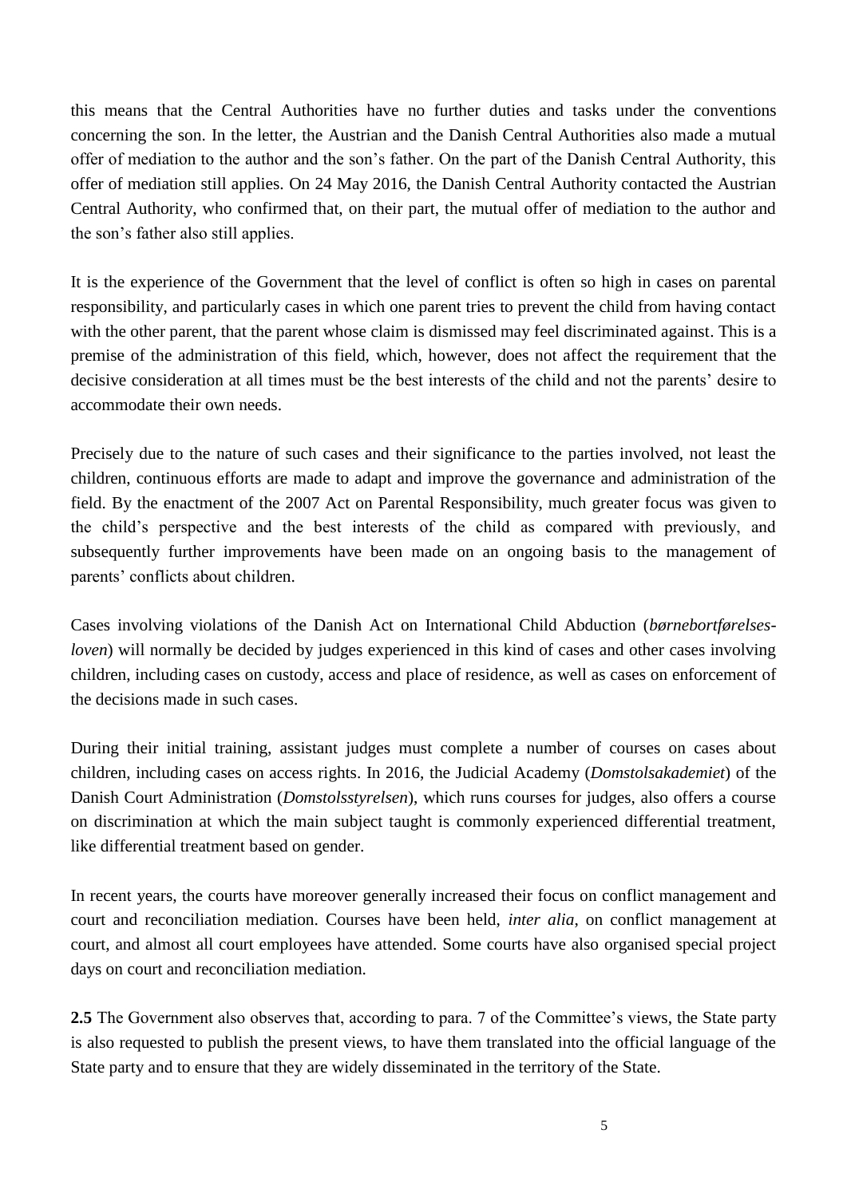this means that the Central Authorities have no further duties and tasks under the conventions concerning the son. In the letter, the Austrian and the Danish Central Authorities also made a mutual offer of mediation to the author and the son's father. On the part of the Danish Central Authority, this offer of mediation still applies. On 24 May 2016, the Danish Central Authority contacted the Austrian Central Authority, who confirmed that, on their part, the mutual offer of mediation to the author and the son's father also still applies.

It is the experience of the Government that the level of conflict is often so high in cases on parental responsibility, and particularly cases in which one parent tries to prevent the child from having contact with the other parent, that the parent whose claim is dismissed may feel discriminated against. This is a premise of the administration of this field, which, however, does not affect the requirement that the decisive consideration at all times must be the best interests of the child and not the parents' desire to accommodate their own needs.

Precisely due to the nature of such cases and their significance to the parties involved, not least the children, continuous efforts are made to adapt and improve the governance and administration of the field. By the enactment of the 2007 Act on Parental Responsibility, much greater focus was given to the child's perspective and the best interests of the child as compared with previously, and subsequently further improvements have been made on an ongoing basis to the management of parents' conflicts about children.

Cases involving violations of the Danish Act on International Child Abduction (*børnebortførelses-loven*) will normally be decided by judges experienced in this kind of cases and other cases involving children, including cases on custody, access and place of residence, as well as cases on enforcement of the decisions made in such cases.

During their initial training, assistant judges must complete a number of courses on cases about children, including cases on access rights. In 2016, the Judicial Academy (*Domstolsakademiet*) of the Danish Court Administration (*Domstolsstyrelsen*), which runs courses for judges, also offers a course on discrimination at which the main subject taught is commonly experienced differential treatment, like differential treatment based on gender.

In recent years, the courts have moreover generally increased their focus on conflict management and court and reconciliation mediation. Courses have been held, *inter alia*, on conflict management at court, and almost all court employees have attended. Some courts have also organised special project days on court and reconciliation mediation.

**2.5** The Government also observes that, according to para. 7 of the Committee's views, the State party is also requested to publish the present views, to have them translated into the official language of the State party and to ensure that they are widely disseminated in the territory of the State.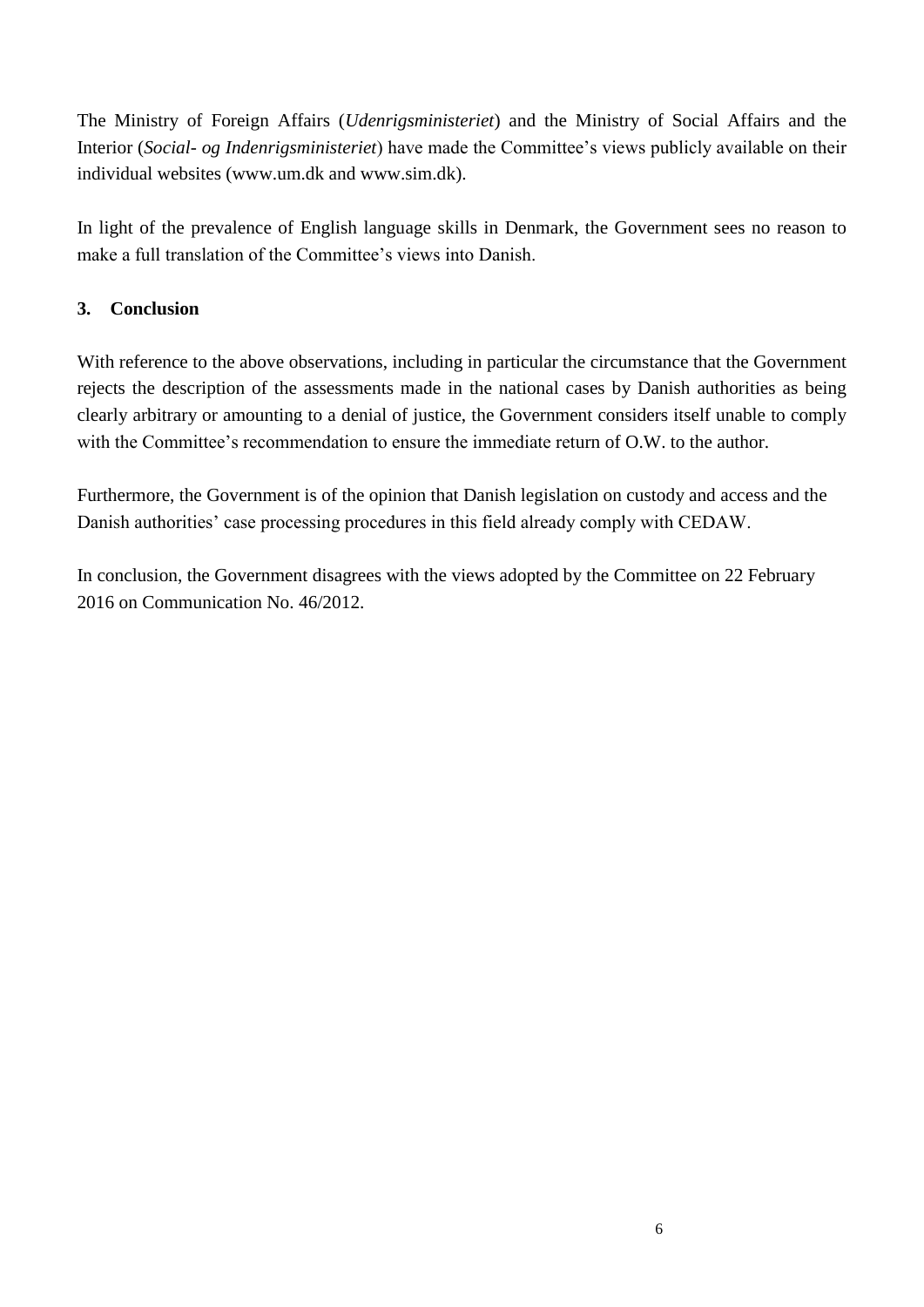The Ministry of Foreign Affairs (*Udenrigsministeriet*) and the Ministry of Social Affairs and the Interior (*Social- og Indenrigsministeriet*) have made the Committee's views publicly available on their individual websites (www.um.dk and www.sim.dk).

In light of the prevalence of English language skills in Denmark, the Government sees no reason to make a full translation of the Committee's views into Danish.

## 3. Conclusion

With reference to the above observations, including in particular the circumstance that the Government rejects the description of the assessments made in the national cases by Danish authorities as being clearly arbitrary or amounting to a denial of justice, the Government considers itself unable to comply with the Committee's recommendation to ensure the immediate return of O.W. to the author.

Furthermore, the Government is of the opinion that Danish legislation on custody and access and the Danish authorities' case processing procedures in this field already comply with CEDAW.

In conclusion, the Government disagrees with the views adopted by the Committee on 22 February 2016 on Communication No. 46/2012.